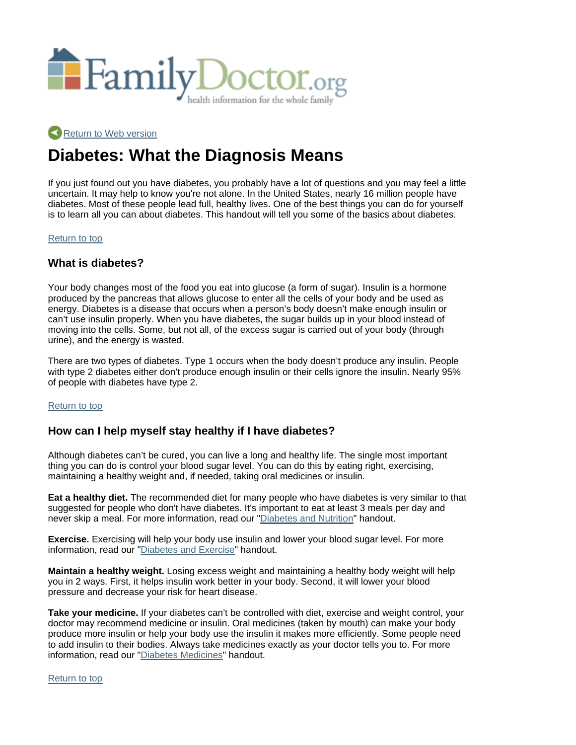FamilyDoctor.org

health information for the whole family

Return to Web version

# Diabetes: What the Diagnosis Means

If you just found out you have diabetes, you probably have a lot of questions and you may feel a little uncertain. It may help to know you're not alone. In the United States, nearly 16 million people have diabetes. Most of these people lead full, healthy lives. One of the best things you can do for yourself is to learn all you can about diabetes. This handout will tell you some of the basics about diabetes.

Return to top

### What is diabetes?

Your body changes most of the food you eat into glucose (a form of sugar). Insulin is a hormone produced by the pancreas that allows glucose to enter all the cells of your body and be used as energy. Diabetes is a disease that occurs when a person's body doesn't make enough insulin or can't use insulin properly. When you have diabetes, the sugar builds up in your blood instead of moving into the cells. Some, but not all, of the excess sugar is carried out of your body (through urine), and the energy is wasted.

There are two types of diabetes. Type 1 occurs when the body doesn't produce any insulin. People with type 2 diabetes either don't produce enough insulin or their cells ignore the insulin. Nearly 95% of people with diabetes have type 2.

Return to top

### How can I help myself stay healthy if I have diabetes?

Although diabetes can't be cured, you can live a long and healthy life. The single most important thing you can do is control your blood sugar level. You can do this by eating right, exercising, maintaining a healthy weight and, if needed, taking oral medicines or insulin.

**Eat a healthy diet.** The recommended diet for many people who have diabetes is very similar to that suggested for people who don't have diabetes. It's important to eat at least 3 meals per day and never skip a meal. For more information, read our "Diabetes and Nutrition" handout.

**Exercise.** Exercising will help your body use insulin and lower your blood sugar level. For more information, read our "Diabetes and Exercise" handout.

**Maintain a healthy weight.** Losing excess weight and maintaining a healthy body weight will help you in 2 ways. First, it helps insulin work better in your body. Second, it will lower your blood pressure and decrease your risk for heart disease.

**Take your medicine.** If your diabetes can't be controlled with diet, exercise and weight control, your doctor may recommend medicine or insulin. Oral medicines (taken by mouth) can make your body produce more insulin or help your body use the insulin it makes more efficiently. Some people need to add insulin to their bodies. Always take medicines exactly as your doctor tells you to. For more information, read our "Diabetes Medicines" handout.

Return to top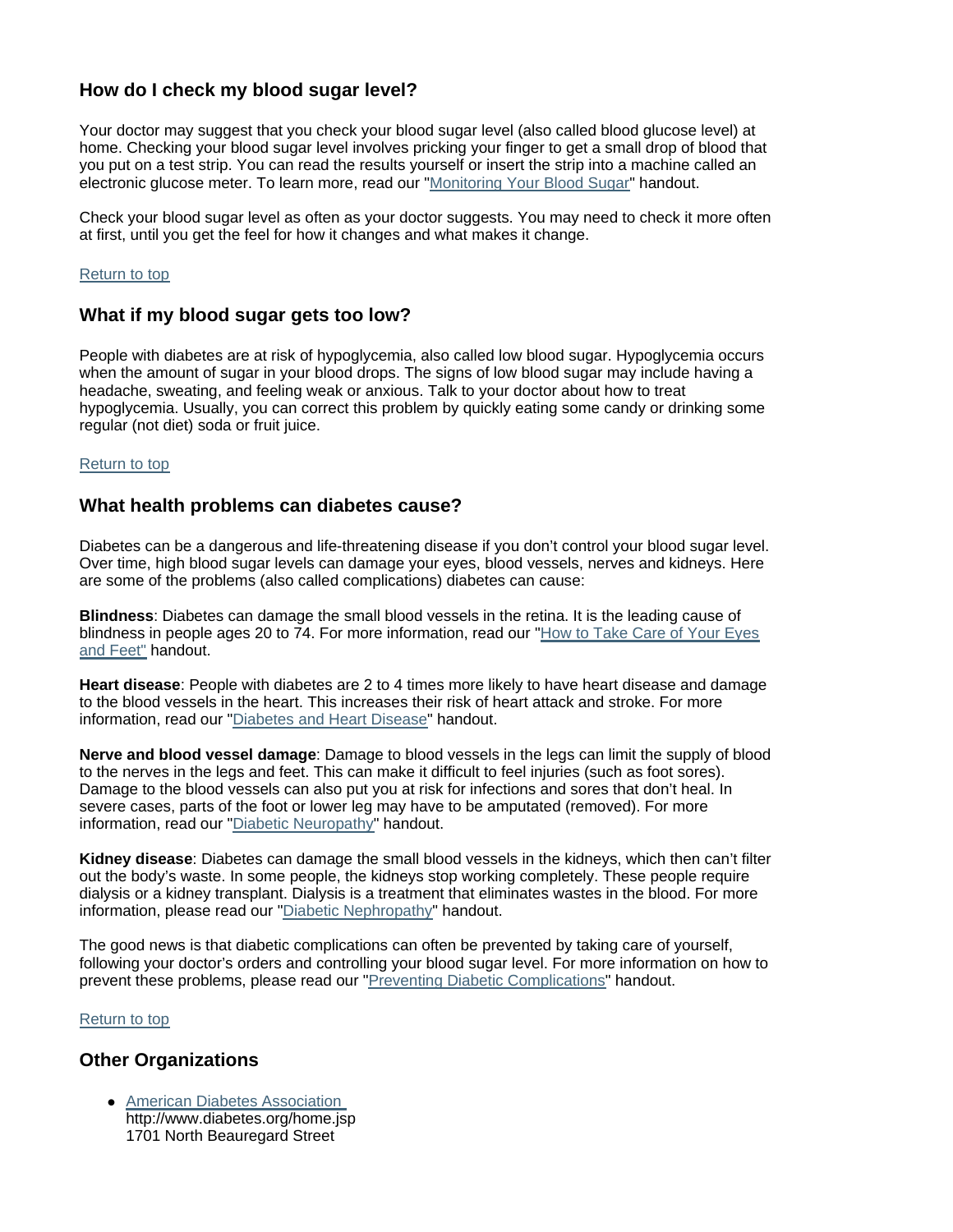## How do I check my blood sugar level?

Your doctor may suggest that you check your blood sugar level (also called blood glucose level) at home. Checking your blood sugar level involves pricking your finger to get a small drop of blood that you put on a test strip. You can read the results yourself or insert the strip into a machine called an electronic glucose meter. To learn more, read our "Monitoring Your Blood Sugar" handout.

Check your blood sugar level as often as your doctor suggests. You may need to check it more often at first, until you get the feel for how it changes and what makes it change.

Return to top

## What if my blood sugar gets too low?

People with diabetes are at risk of hypoglycemia, also called low blood sugar. Hypoglycemia occurs when the amount of sugar in your blood drops. The signs of low blood sugar may include having a headache, sweating, and feeling weak or anxious. Talk to your doctor about how to treat hypoglycemia. Usually, you can correct this problem by quickly eating some candy or drinking some regular (not diet) soda or fruit juice.

Return to top

## What health problems can diabetes cause?

Diabetes can be a dangerous and life-threatening disease if you don't control your blood sugar level. Over time, high blood sugar levels can damage your eyes, blood vessels, nerves and kidneys. Here are some of the problems (also called complications) diabetes can cause:

**Blindness**: Diabetes can damage the small blood vessels in the retina. It is the leading cause of blindness in people ages 20 to 74. For more information, read our "How to Take Care of Your Eyes and Feet" handout.

**Heart disease**: People with diabetes are 2 to 4 times more likely to have heart disease and damage to the blood vessels in the heart. This increases their risk of heart attack and stroke. For more information, read our "Diabetes and Heart Disease" handout.

**Nerve and blood vessel damage**: Damage to blood vessels in the legs can limit the supply of blood to the nerves in the legs and feet. This can make it difficult to feel injuries (such as foot sores). Damage to the blood vessels can also put you at risk for infections and sores that don't heal. In severe cases, parts of the foot or lower leg may have to be amputated (removed). For more information, read our "Diabetic Neuropathy" handout.

**Kidney disease**: Diabetes can damage the small blood vessels in the kidneys, which then can't filter out the body's waste. In some people, the kidneys stop working completely. These people require dialysis or a kidney transplant. Dialysis is a treatment that eliminates wastes in the blood. For more information, please read our "Diabetic Nephropathy" handout.

The good news is that diabetic complications can often be prevented by taking care of yourself, following your doctor's orders and controlling your blood sugar level. For more information on how to prevent these problems, please read our "Preventing Diabetic Complications" handout.

Return to top

## Other Organizations

- American Diabetes Association
  http://www.diabetes.org/home.jsp
  1701 North Beauregard Street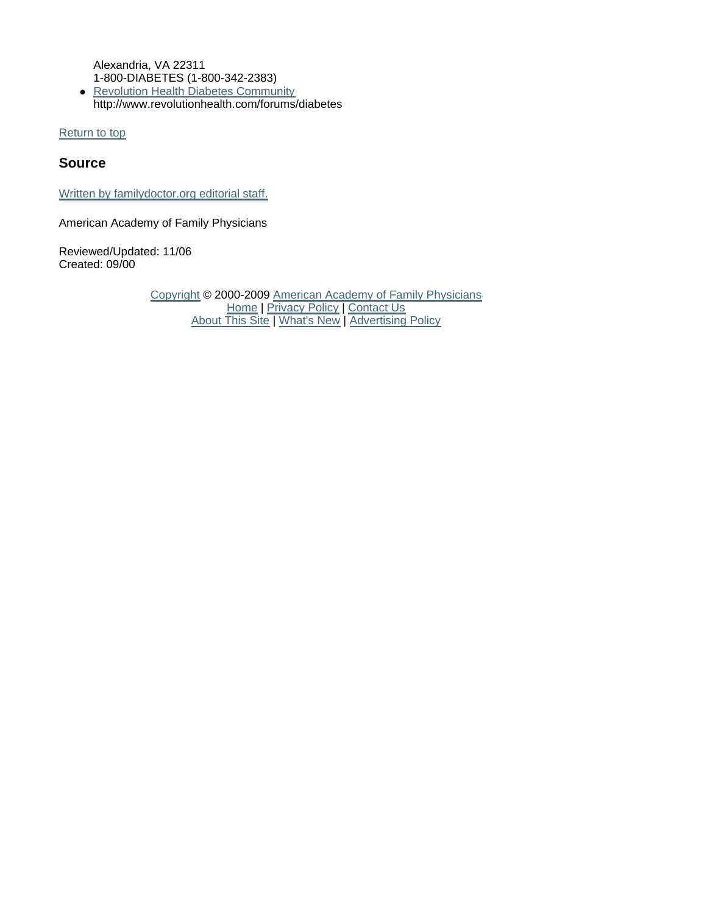Alexandria, VA 22311
1-800-DIABETES (1-800-342-2383)

- Revolution Health Diabetes Community
http://www.revolutionhealth.com/forums/diabetes

Return to top

### Source

Written by familydoctor.org editorial staff.

American Academy of Family Physicians

Reviewed/Updated: 11/06
Created: 09/00

Copyright © 2000-2009 American Academy of Family Physicians
Home | Privacy Policy | Contact Us
About This Site | What's New | Advertising Policy